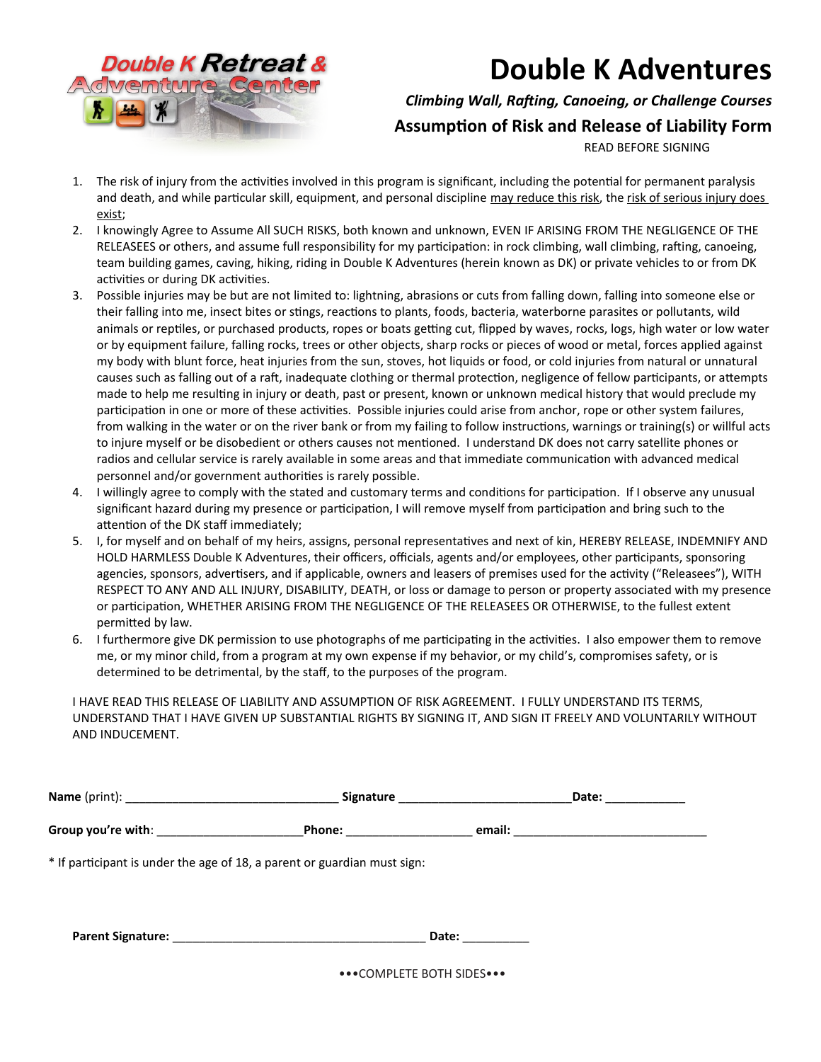Double K Retreat & Adventure Center

# Double K Adventures

***Climbing Wall, Rafting, Canoeing, or Challenge Courses***

## Assumption of Risk and Release of Liability Form

READ BEFORE SIGNING

1. The risk of injury from the activities involved in this program is significant, including the potential for permanent paralysis and death, and while particular skill, equipment, and personal discipline <u>may reduce this risk</u>, the <u>risk of serious injury does exist</u>;
2. I knowingly Agree to Assume All SUCH RISKS, both known and unknown, EVEN IF ARISING FROM THE NEGLIGENCE OF THE RELEASEES or others, and assume full responsibility for my participation: in rock climbing, wall climbing, rafting, canoeing, team building games, caving, hiking, riding in Double K Adventures (herein known as DK) or private vehicles to or from DK activities or during DK activities.
3. Possible injuries may be but are not limited to: lightning, abrasions or cuts from falling down, falling into someone else or their falling into me, insect bites or stings, reactions to plants, foods, bacteria, waterborne parasites or pollutants, wild animals or reptiles, or purchased products, ropes or boats getting cut, flipped by waves, rocks, logs, high water or low water or by equipment failure, falling rocks, trees or other objects, sharp rocks or pieces of wood or metal, forces applied against my body with blunt force, heat injuries from the sun, stoves, hot liquids or food, or cold injuries from natural or unnatural causes such as falling out of a raft, inadequate clothing or thermal protection, negligence of fellow participants, or attempts made to help me resulting in injury or death, past or present, known or unknown medical history that would preclude my participation in one or more of these activities. Possible injuries could arise from anchor, rope or other system failures, from walking in the water or on the river bank or from my failing to follow instructions, warnings or training(s) or willful acts to injure myself or be disobedient or others causes not mentioned. I understand DK does not carry satellite phones or radios and cellular service is rarely available in some areas and that immediate communication with advanced medical personnel and/or government authorities is rarely possible.
4. I willingly agree to comply with the stated and customary terms and conditions for participation. If I observe any unusual significant hazard during my presence or participation, I will remove myself from participation and bring such to the attention of the DK staff immediately;
5. I, for myself and on behalf of my heirs, assigns, personal representatives and next of kin, HEREBY RELEASE, INDEMNIFY AND HOLD HARMLESS Double K Adventures, their officers, officials, agents and/or employees, other participants, sponsoring agencies, sponsors, advertisers, and if applicable, owners and leasers of premises used for the activity ("Releasees"), WITH RESPECT TO ANY AND ALL INJURY, DISABILITY, DEATH, or loss or damage to person or property associated with my presence or participation, WHETHER ARISING FROM THE NEGLIGENCE OF THE RELEASEES OR OTHERWISE, to the fullest extent permitted by law.
6. I furthermore give DK permission to use photographs of me participating in the activities. I also empower them to remove me, or my minor child, from a program at my own expense if my behavior, or my child's, compromises safety, or is determined to be detrimental, by the staff, to the purposes of the program.

I HAVE READ THIS RELEASE OF LIABILITY AND ASSUMPTION OF RISK AGREEMENT. I FULLY UNDERSTAND ITS TERMS, UNDERSTAND THAT I HAVE GIVEN UP SUBSTANTIAL RIGHTS BY SIGNING IT, AND SIGN IT FREELY AND VOLUNTARILY WITHOUT AND INDUCEMENT.

**Name** (print): ________________________________ **Signature** __________________________ **Date:** ____________

**Group you're with**: ______________________ **Phone:** ___________________ **email:** _____________________________

* If participant is under the age of 18, a parent or guardian must sign:

**Parent Signature:** ______________________________________ **Date:** __________

•••COMPLETE BOTH SIDES•••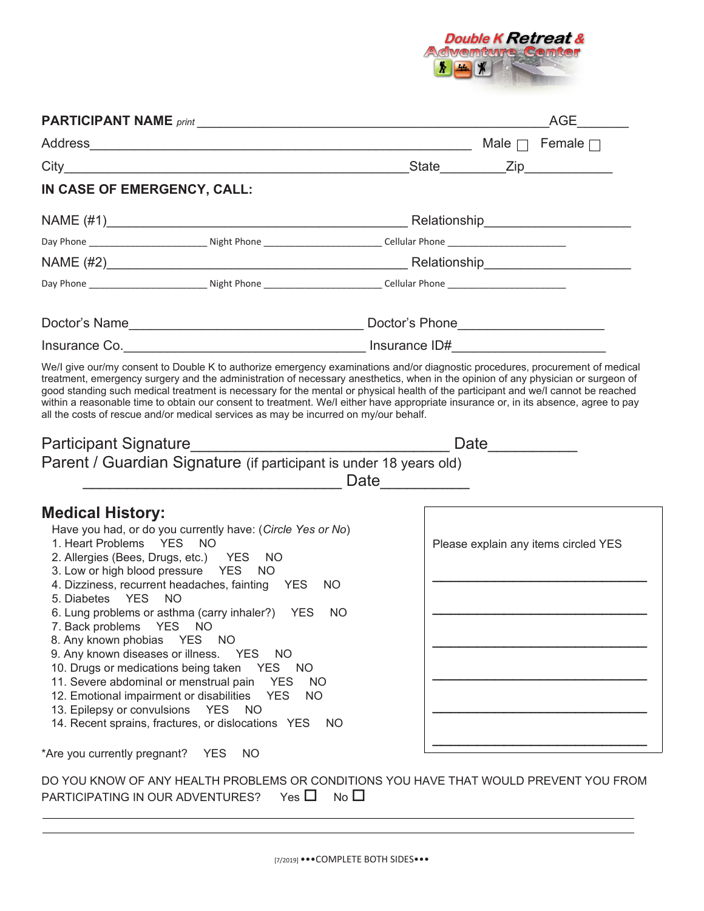Double K Retreat & Adventure Center

**PARTICIPANT NAME** *print* ____________________________________________ AGE_______

Address__________________________________________________ Male ☐ Female ☐

City__________________________________________ State_________ Zip____________

**IN CASE OF EMERGENCY, CALL:**

NAME (#1)________________________________________ Relationship____________________

Day Phone ______________________ Night Phone ______________________ Cellular Phone ______________________

NAME (#2)________________________________________ Relationship____________________

Day Phone ______________________ Night Phone ______________________ Cellular Phone ______________________

Doctor's Name________________________________ Doctor's Phone___________________

Insurance Co.________________________________ Insurance ID#____________________

We/I give our/my consent to Double K to authorize emergency examinations and/or diagnostic procedures, procurement of medical treatment, emergency surgery and the administration of necessary anesthetics, when in the opinion of any physician or surgeon of good standing such medical treatment is necessary for the mental or physical health of the participant and we/I cannot be reached within a reasonable time to obtain our consent to treatment. We/I either have appropriate insurance or, in its absence, agree to pay all the costs of rescue and/or medical services as may be incurred on my/our behalf.

Participant Signature______________________________ Date__________

Parent / Guardian Signature (if participant is under 18 years old)

______________________________ Date__________

## Medical History:

Have you had, or do you currently have: (*Circle Yes or No*)

1. Heart Problems YES NO
2. Allergies (Bees, Drugs, etc.) YES NO
3. Low or high blood pressure YES NO
4. Dizziness, recurrent headaches, fainting YES NO
5. Diabetes YES NO
6. Lung problems or asthma (carry inhaler?) YES NO
7. Back problems YES NO
8. Any known phobias YES NO
9. Any known diseases or illness. YES NO
10. Drugs or medications being taken YES NO
11. Severe abdominal or menstrual pain YES NO
12. Emotional impairment or disabilities YES NO
13. Epilepsy or convulsions YES NO
14. Recent sprains, fractures, or dislocations YES NO

Please explain any items circled YES

______________________________

______________________________

______________________________

______________________________

______________________________

______________________________

*Are you currently pregnant? YES NO

DO YOU KNOW OF ANY HEALTH PROBLEMS OR CONDITIONS YOU HAVE THAT WOULD PREVENT YOU FROM PARTICIPATING IN OUR ADVENTURES? Yes ☐ No ☐

______________________________________________________________________________

______________________________________________________________________________

[7/2019] •••COMPLETE BOTH SIDES•••